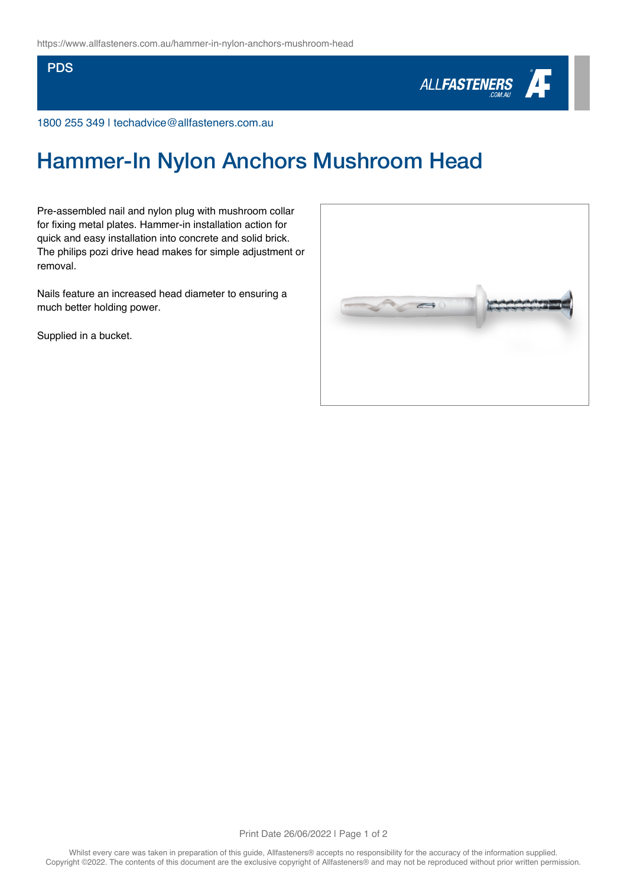https://www.allfasteners.com.au/hammer-in-nylon-anchors-mushroom-head

PDS

1800 255 349 | techadvice@allfasteners.com.au

# Hammer-In Nylon Anchors Mushroom Head

Pre-assembled nail and nylon plug with mushroom collar for fixing metal plates. Hammer-in installation action for quick and easy installation into concrete and solid brick. The philips pozi drive head makes for simple adjustment or removal.

Nails feature an increased head diameter to ensuring a much better holding power.

Supplied in a bucket.

Whilst every care was taken in preparation of this guide, Allfasteners® accepts no responsibility for the accuracy of the information supplied. Copyright ©2022. The contents of this document are the exclusive copyright of Allfasteners® and may not be reproduced without prior written permission.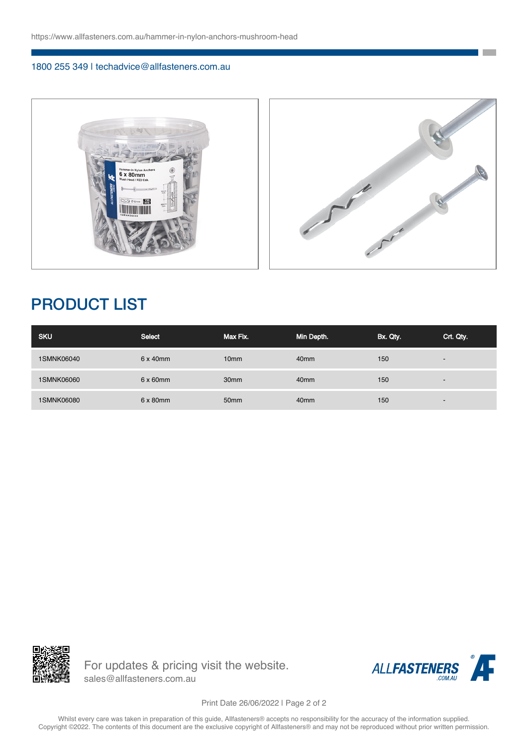https://www.allfasteners.com.au/hammer-in-nylon-anchors-mushroom-head

1800 255 349 | techadvice@allfasteners.com.au

## PRODUCT LIST

| SKU | Select | Max Fix. | Min Depth. | Bx. Qty. | Crt. Qty. |
|---|---|---|---|---|---|
| 1SMNK06040 | 6 x 40mm | 10mm | 40mm | 150 | - |
| 1SMNK06060 | 6 x 60mm | 30mm | 40mm | 150 | - |
| 1SMNK06080 | 6 x 80mm | 50mm | 40mm | 150 | - |

For updates & pricing visit the website.
sales@allfasteners.com.au

Print Date 26/06/2022

Whilst every care was taken in preparation of this guide, Allfasteners® accepts no responsibility for the accuracy of the information supplied. Copyright ©2022. The contents of this document are the exclusive copyright of Allfasteners® and may not be reproduced without prior written permission.